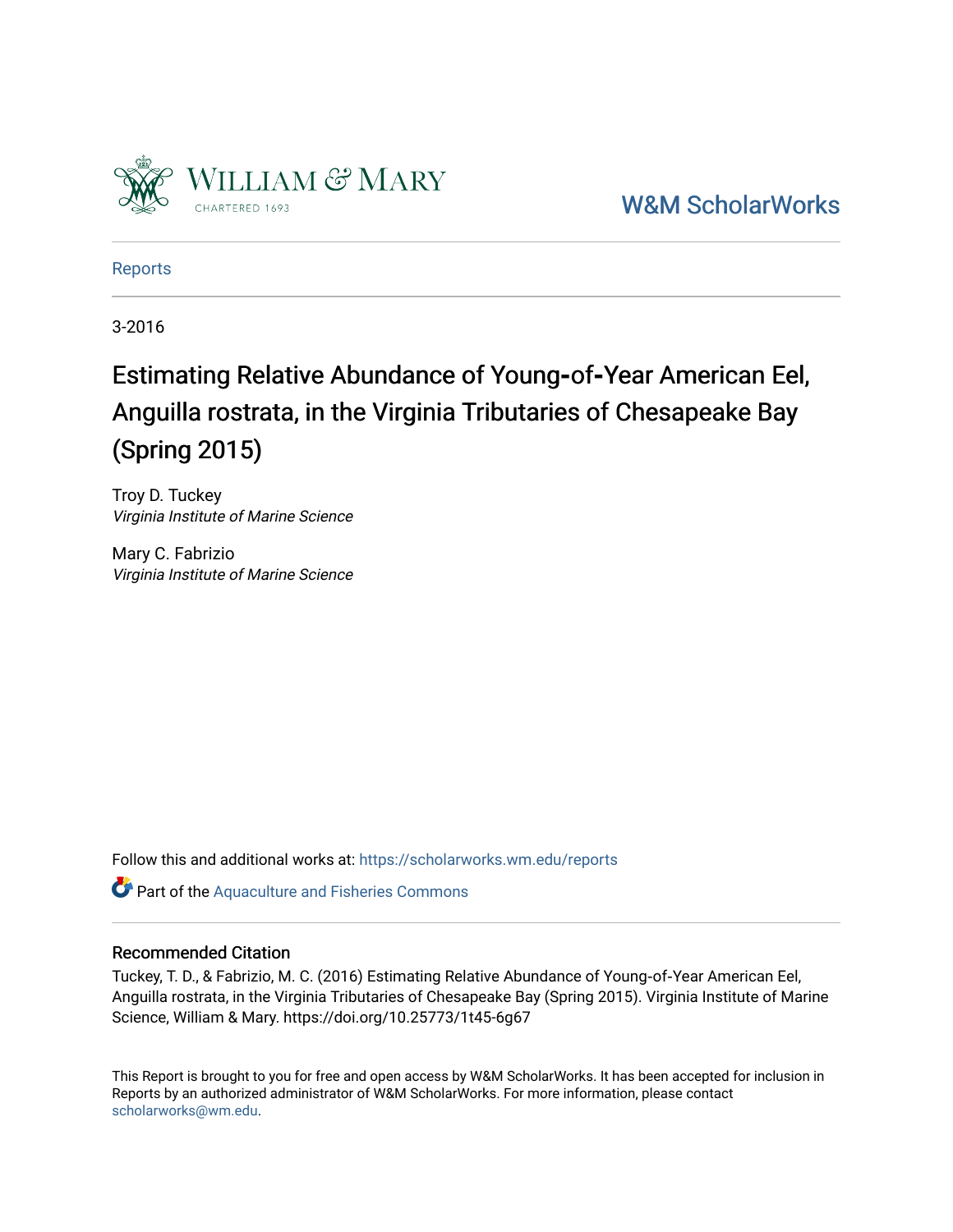William & Mary
CHARTERED 1693

W&M ScholarWorks

Reports

3-2016

# Estimating Relative Abundance of Young-of-Year American Eel, Anguilla rostrata, in the Virginia Tributaries of Chesapeake Bay (Spring 2015)

Troy D. Tuckey
*Virginia Institute of Marine Science*

Mary C. Fabrizio
*Virginia Institute of Marine Science*

Follow this and additional works at: https://scholarworks.wm.edu/reports

Part of the Aquaculture and Fisheries Commons

## Recommended Citation

Tuckey, T. D., & Fabrizio, M. C. (2016) Estimating Relative Abundance of Young-of-Year American Eel, Anguilla rostrata, in the Virginia Tributaries of Chesapeake Bay (Spring 2015). Virginia Institute of Marine Science, William & Mary. https://doi.org/10.25773/1t45-6g67

This Report is brought to you for free and open access by W&M ScholarWorks. It has been accepted for inclusion in Reports by an authorized administrator of W&M ScholarWorks. For more information, please contact scholarworks@wm.edu.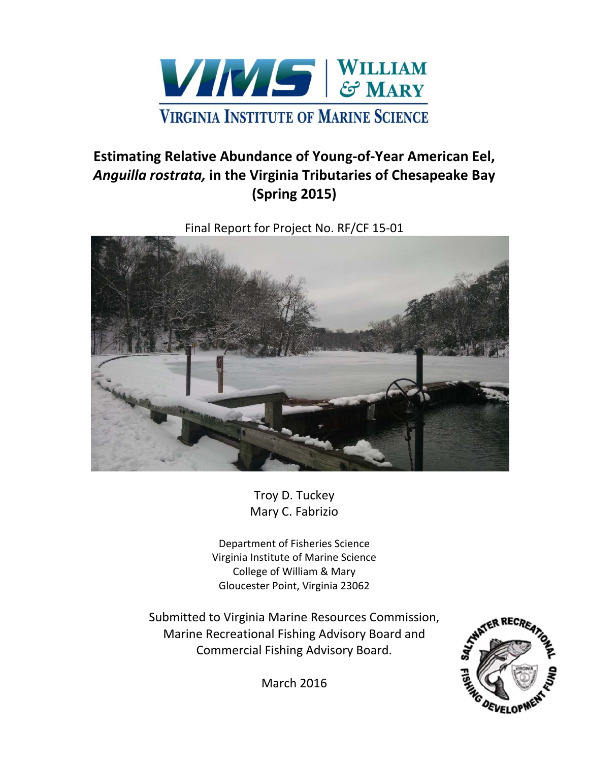VIMS | WILLIAM & MARY

VIRGINIA INSTITUTE OF MARINE SCIENCE

# Estimating Relative Abundance of Young-of-Year American Eel, *Anguilla rostrata,* in the Virginia Tributaries of Chesapeake Bay (Spring 2015)

Final Report for Project No. RF/CF 15-01

Troy D. Tuckey
Mary C. Fabrizio

Department of Fisheries Science
Virginia Institute of Marine Science
College of William & Mary
Gloucester Point, Virginia 23062

Submitted to Virginia Marine Resources Commission, Marine Recreational Fishing Advisory Board and Commercial Fishing Advisory Board.

March 2016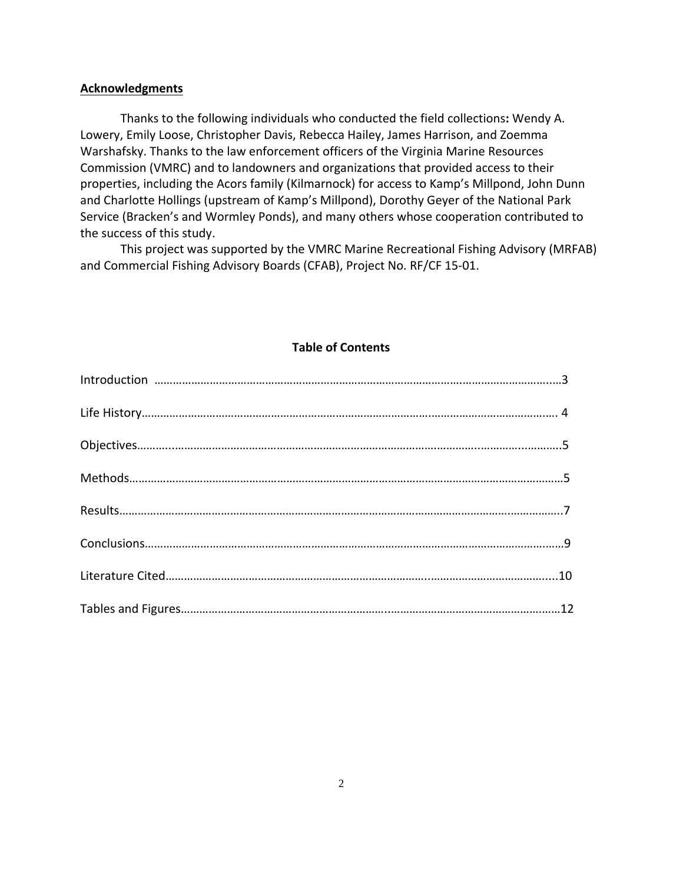## Acknowledgments

Thanks to the following individuals who conducted the field collections**:** Wendy A. Lowery, Emily Loose, Christopher Davis, Rebecca Hailey, James Harrison, and Zoemma Warshafsky. Thanks to the law enforcement officers of the Virginia Marine Resources Commission (VMRC) and to landowners and organizations that provided access to their properties, including the Acors family (Kilmarnock) for access to Kamp's Millpond, John Dunn and Charlotte Hollings (upstream of Kamp's Millpond), Dorothy Geyer of the National Park Service (Bracken's and Wormley Ponds), and many others whose cooperation contributed to the success of this study.

This project was supported by the VMRC Marine Recreational Fishing Advisory (MRFAB) and Commercial Fishing Advisory Boards (CFAB), Project No. RF/CF 15-01.

## Table of Contents

Introduction ……………………………………………………………………………………………………………3

Life History…………………………………………………………………………………………………………… 4

Objectives……………………………………………………………………………………………………………….5

Methods…………………………………………………………………………………………………………………5

Results…………………………………………………………………………………………………………………..7

Conclusions……………………………………………………………………………………………………………9

Literature Cited……………………………………………………………………………………………………...10

Tables and Figures…………………………………………………………………………………………………12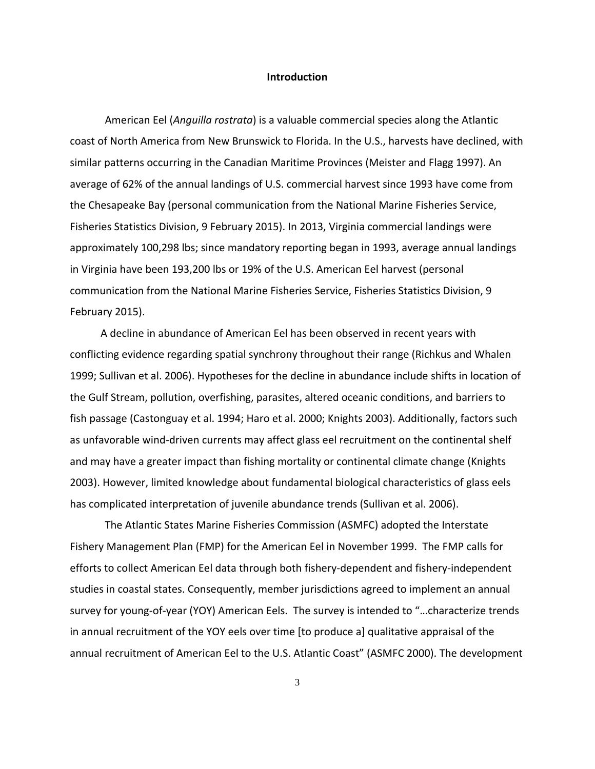## Introduction

American Eel (*Anguilla rostrata*) is a valuable commercial species along the Atlantic coast of North America from New Brunswick to Florida. In the U.S., harvests have declined, with similar patterns occurring in the Canadian Maritime Provinces (Meister and Flagg 1997). An average of 62% of the annual landings of U.S. commercial harvest since 1993 have come from the Chesapeake Bay (personal communication from the National Marine Fisheries Service, Fisheries Statistics Division, 9 February 2015). In 2013, Virginia commercial landings were approximately 100,298 lbs; since mandatory reporting began in 1993, average annual landings in Virginia have been 193,200 lbs or 19% of the U.S. American Eel harvest (personal communication from the National Marine Fisheries Service, Fisheries Statistics Division, 9 February 2015).

A decline in abundance of American Eel has been observed in recent years with conflicting evidence regarding spatial synchrony throughout their range (Richkus and Whalen 1999; Sullivan et al. 2006). Hypotheses for the decline in abundance include shifts in location of the Gulf Stream, pollution, overfishing, parasites, altered oceanic conditions, and barriers to fish passage (Castonguay et al. 1994; Haro et al. 2000; Knights 2003). Additionally, factors such as unfavorable wind-driven currents may affect glass eel recruitment on the continental shelf and may have a greater impact than fishing mortality or continental climate change (Knights 2003). However, limited knowledge about fundamental biological characteristics of glass eels has complicated interpretation of juvenile abundance trends (Sullivan et al. 2006).

The Atlantic States Marine Fisheries Commission (ASMFC) adopted the Interstate Fishery Management Plan (FMP) for the American Eel in November 1999. The FMP calls for efforts to collect American Eel data through both fishery-dependent and fishery-independent studies in coastal states. Consequently, member jurisdictions agreed to implement an annual survey for young-of-year (YOY) American Eels. The survey is intended to "…characterize trends in annual recruitment of the YOY eels over time [to produce a] qualitative appraisal of the annual recruitment of American Eel to the U.S. Atlantic Coast" (ASMFC 2000). The development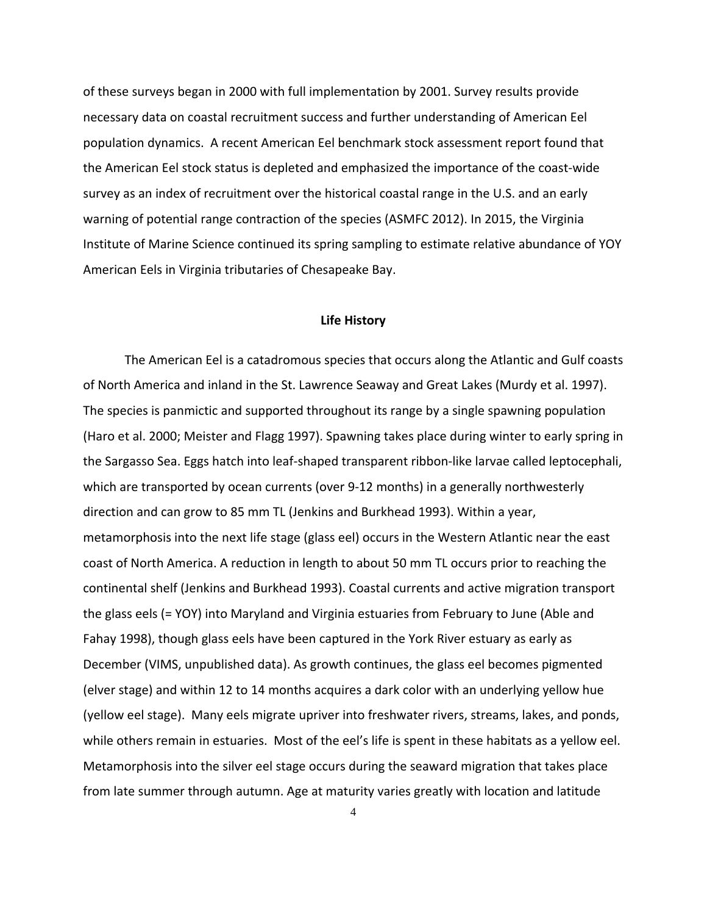of these surveys began in 2000 with full implementation by 2001. Survey results provide necessary data on coastal recruitment success and further understanding of American Eel population dynamics. A recent American Eel benchmark stock assessment report found that the American Eel stock status is depleted and emphasized the importance of the coast-wide survey as an index of recruitment over the historical coastal range in the U.S. and an early warning of potential range contraction of the species (ASMFC 2012). In 2015, the Virginia Institute of Marine Science continued its spring sampling to estimate relative abundance of YOY American Eels in Virginia tributaries of Chesapeake Bay.

## Life History

The American Eel is a catadromous species that occurs along the Atlantic and Gulf coasts of North America and inland in the St. Lawrence Seaway and Great Lakes (Murdy et al. 1997). The species is panmictic and supported throughout its range by a single spawning population (Haro et al. 2000; Meister and Flagg 1997). Spawning takes place during winter to early spring in the Sargasso Sea. Eggs hatch into leaf-shaped transparent ribbon-like larvae called leptocephali, which are transported by ocean currents (over 9-12 months) in a generally northwesterly direction and can grow to 85 mm TL (Jenkins and Burkhead 1993). Within a year, metamorphosis into the next life stage (glass eel) occurs in the Western Atlantic near the east coast of North America. A reduction in length to about 50 mm TL occurs prior to reaching the continental shelf (Jenkins and Burkhead 1993). Coastal currents and active migration transport the glass eels (= YOY) into Maryland and Virginia estuaries from February to June (Able and Fahay 1998), though glass eels have been captured in the York River estuary as early as December (VIMS, unpublished data). As growth continues, the glass eel becomes pigmented (elver stage) and within 12 to 14 months acquires a dark color with an underlying yellow hue (yellow eel stage). Many eels migrate upriver into freshwater rivers, streams, lakes, and ponds, while others remain in estuaries. Most of the eel's life is spent in these habitats as a yellow eel. Metamorphosis into the silver eel stage occurs during the seaward migration that takes place from late summer through autumn. Age at maturity varies greatly with location and latitude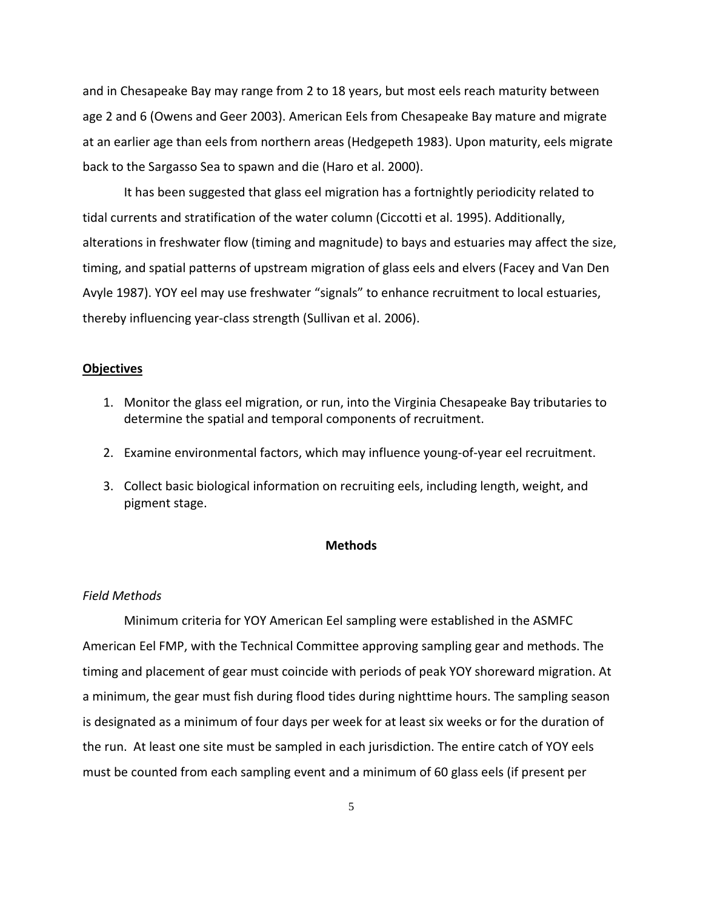and in Chesapeake Bay may range from 2 to 18 years, but most eels reach maturity between age 2 and 6 (Owens and Geer 2003). American Eels from Chesapeake Bay mature and migrate at an earlier age than eels from northern areas (Hedgepeth 1983). Upon maturity, eels migrate back to the Sargasso Sea to spawn and die (Haro et al. 2000).

It has been suggested that glass eel migration has a fortnightly periodicity related to tidal currents and stratification of the water column (Ciccotti et al. 1995). Additionally, alterations in freshwater flow (timing and magnitude) to bays and estuaries may affect the size, timing, and spatial patterns of upstream migration of glass eels and elvers (Facey and Van Den Avyle 1987). YOY eel may use freshwater "signals" to enhance recruitment to local estuaries, thereby influencing year-class strength (Sullivan et al. 2006).

## Objectives

1. Monitor the glass eel migration, or run, into the Virginia Chesapeake Bay tributaries to determine the spatial and temporal components of recruitment.
2. Examine environmental factors, which may influence young-of-year eel recruitment.
3. Collect basic biological information on recruiting eels, including length, weight, and pigment stage.

## Methods

### *Field Methods*

Minimum criteria for YOY American Eel sampling were established in the ASMFC American Eel FMP, with the Technical Committee approving sampling gear and methods. The timing and placement of gear must coincide with periods of peak YOY shoreward migration. At a minimum, the gear must fish during flood tides during nighttime hours. The sampling season is designated as a minimum of four days per week for at least six weeks or for the duration of the run. At least one site must be sampled in each jurisdiction. The entire catch of YOY eels must be counted from each sampling event and a minimum of 60 glass eels (if present per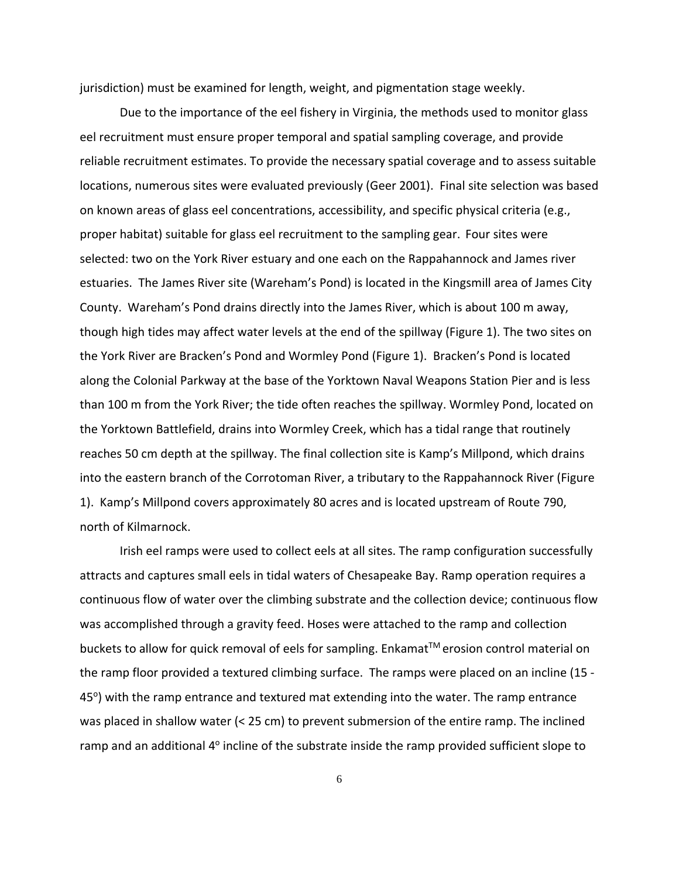jurisdiction) must be examined for length, weight, and pigmentation stage weekly.

Due to the importance of the eel fishery in Virginia, the methods used to monitor glass eel recruitment must ensure proper temporal and spatial sampling coverage, and provide reliable recruitment estimates. To provide the necessary spatial coverage and to assess suitable locations, numerous sites were evaluated previously (Geer 2001). Final site selection was based on known areas of glass eel concentrations, accessibility, and specific physical criteria (e.g., proper habitat) suitable for glass eel recruitment to the sampling gear. Four sites were selected: two on the York River estuary and one each on the Rappahannock and James river estuaries. The James River site (Wareham's Pond) is located in the Kingsmill area of James City County. Wareham's Pond drains directly into the James River, which is about 100 m away, though high tides may affect water levels at the end of the spillway (Figure 1). The two sites on the York River are Bracken's Pond and Wormley Pond (Figure 1). Bracken's Pond is located along the Colonial Parkway at the base of the Yorktown Naval Weapons Station Pier and is less than 100 m from the York River; the tide often reaches the spillway. Wormley Pond, located on the Yorktown Battlefield, drains into Wormley Creek, which has a tidal range that routinely reaches 50 cm depth at the spillway. The final collection site is Kamp's Millpond, which drains into the eastern branch of the Corrotoman River, a tributary to the Rappahannock River (Figure 1). Kamp's Millpond covers approximately 80 acres and is located upstream of Route 790, north of Kilmarnock.

Irish eel ramps were used to collect eels at all sites. The ramp configuration successfully attracts and captures small eels in tidal waters of Chesapeake Bay. Ramp operation requires a continuous flow of water over the climbing substrate and the collection device; continuous flow was accomplished through a gravity feed. Hoses were attached to the ramp and collection buckets to allow for quick removal of eels for sampling. Enkamat™ erosion control material on the ramp floor provided a textured climbing surface. The ramps were placed on an incline (15 - 45°) with the ramp entrance and textured mat extending into the water. The ramp entrance was placed in shallow water (< 25 cm) to prevent submersion of the entire ramp. The inclined ramp and an additional 4° incline of the substrate inside the ramp provided sufficient slope to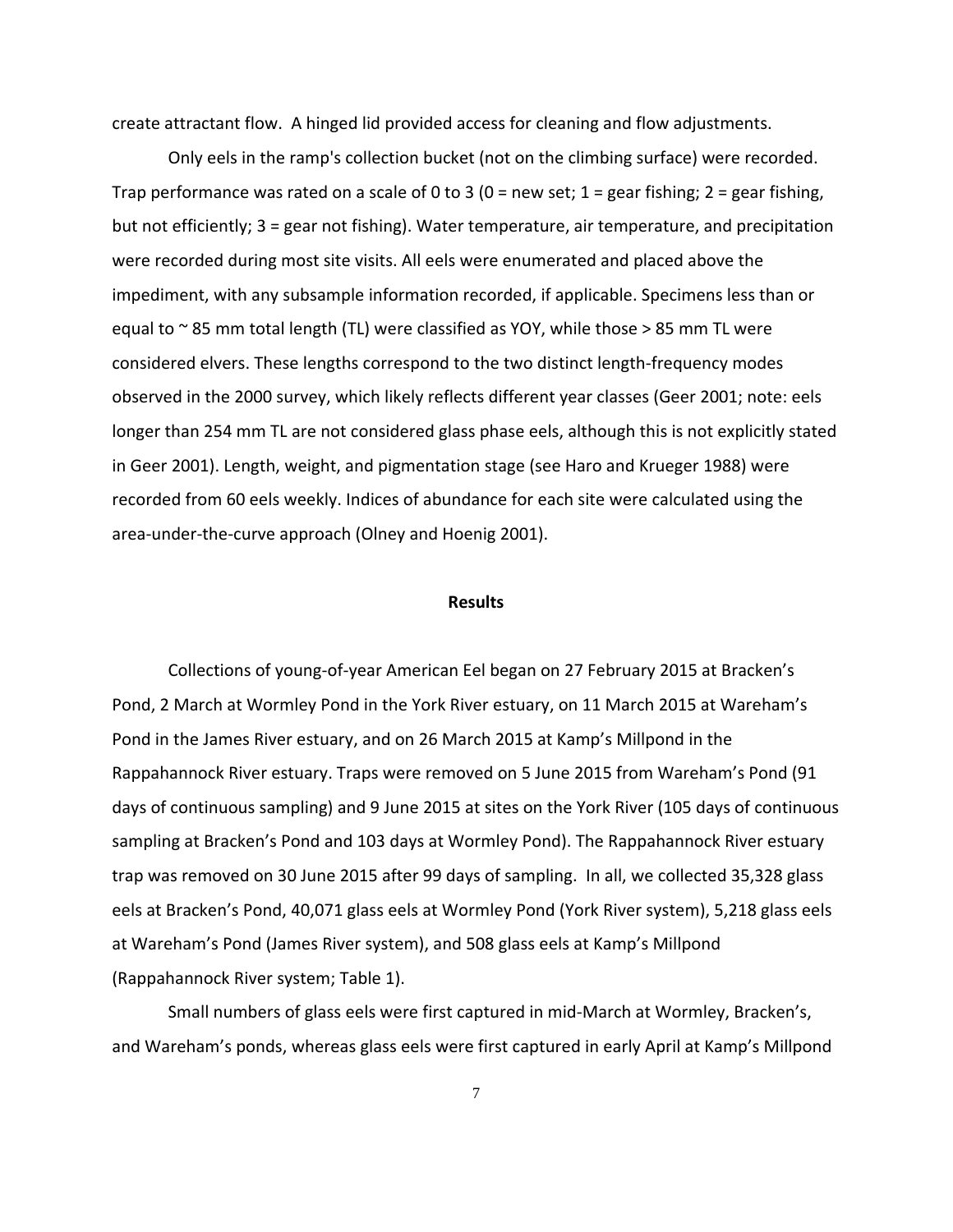create attractant flow. A hinged lid provided access for cleaning and flow adjustments.

Only eels in the ramp's collection bucket (not on the climbing surface) were recorded. Trap performance was rated on a scale of 0 to 3 (0 = new set; 1 = gear fishing; 2 = gear fishing, but not efficiently; 3 = gear not fishing). Water temperature, air temperature, and precipitation were recorded during most site visits. All eels were enumerated and placed above the impediment, with any subsample information recorded, if applicable. Specimens less than or equal to ~ 85 mm total length (TL) were classified as YOY, while those > 85 mm TL were considered elvers. These lengths correspond to the two distinct length-frequency modes observed in the 2000 survey, which likely reflects different year classes (Geer 2001; note: eels longer than 254 mm TL are not considered glass phase eels, although this is not explicitly stated in Geer 2001). Length, weight, and pigmentation stage (see Haro and Krueger 1988) were recorded from 60 eels weekly. Indices of abundance for each site were calculated using the area-under-the-curve approach (Olney and Hoenig 2001).

## Results

Collections of young-of-year American Eel began on 27 February 2015 at Bracken's Pond, 2 March at Wormley Pond in the York River estuary, on 11 March 2015 at Wareham's Pond in the James River estuary, and on 26 March 2015 at Kamp's Millpond in the Rappahannock River estuary. Traps were removed on 5 June 2015 from Wareham's Pond (91 days of continuous sampling) and 9 June 2015 at sites on the York River (105 days of continuous sampling at Bracken's Pond and 103 days at Wormley Pond). The Rappahannock River estuary trap was removed on 30 June 2015 after 99 days of sampling. In all, we collected 35,328 glass eels at Bracken's Pond, 40,071 glass eels at Wormley Pond (York River system), 5,218 glass eels at Wareham's Pond (James River system), and 508 glass eels at Kamp's Millpond (Rappahannock River system; Table 1).

Small numbers of glass eels were first captured in mid-March at Wormley, Bracken's, and Wareham's ponds, whereas glass eels were first captured in early April at Kamp's Millpond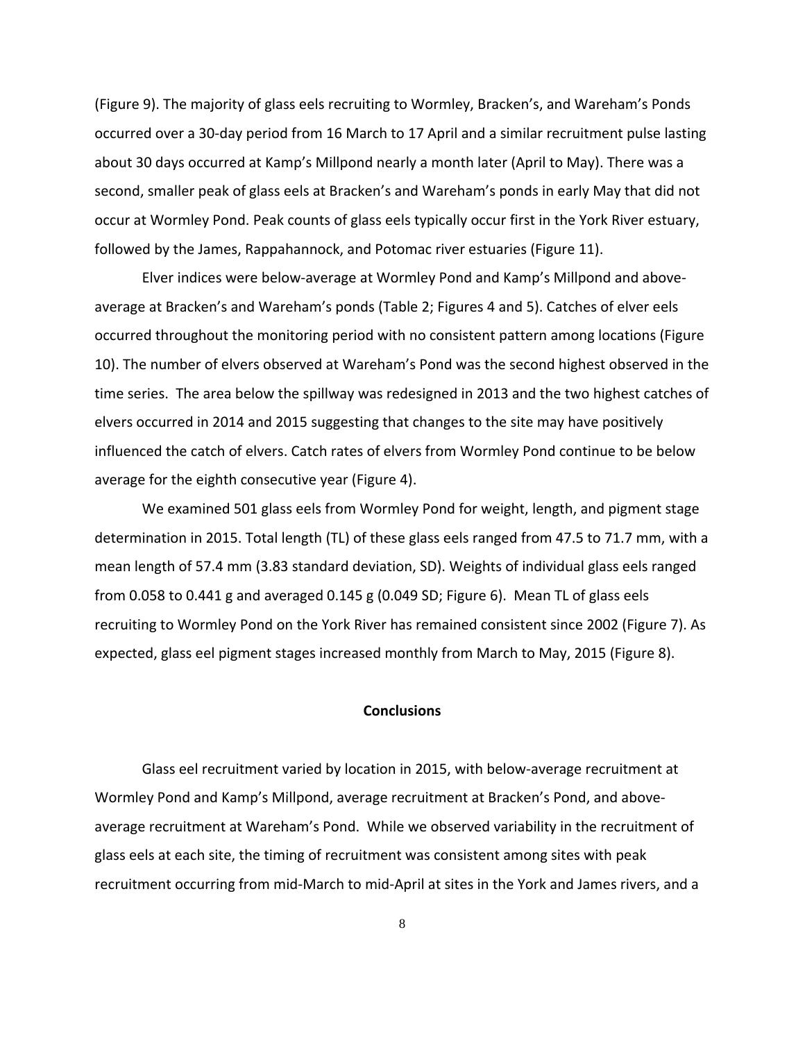(Figure 9). The majority of glass eels recruiting to Wormley, Bracken's, and Wareham's Ponds occurred over a 30-day period from 16 March to 17 April and a similar recruitment pulse lasting about 30 days occurred at Kamp's Millpond nearly a month later (April to May). There was a second, smaller peak of glass eels at Bracken's and Wareham's ponds in early May that did not occur at Wormley Pond. Peak counts of glass eels typically occur first in the York River estuary, followed by the James, Rappahannock, and Potomac river estuaries (Figure 11).

Elver indices were below-average at Wormley Pond and Kamp's Millpond and above-average at Bracken's and Wareham's ponds (Table 2; Figures 4 and 5). Catches of elver eels occurred throughout the monitoring period with no consistent pattern among locations (Figure 10). The number of elvers observed at Wareham's Pond was the second highest observed in the time series. The area below the spillway was redesigned in 2013 and the two highest catches of elvers occurred in 2014 and 2015 suggesting that changes to the site may have positively influenced the catch of elvers. Catch rates of elvers from Wormley Pond continue to be below average for the eighth consecutive year (Figure 4).

We examined 501 glass eels from Wormley Pond for weight, length, and pigment stage determination in 2015. Total length (TL) of these glass eels ranged from 47.5 to 71.7 mm, with a mean length of 57.4 mm (3.83 standard deviation, SD). Weights of individual glass eels ranged from 0.058 to 0.441 g and averaged 0.145 g (0.049 SD; Figure 6). Mean TL of glass eels recruiting to Wormley Pond on the York River has remained consistent since 2002 (Figure 7). As expected, glass eel pigment stages increased monthly from March to May, 2015 (Figure 8).

## Conclusions

Glass eel recruitment varied by location in 2015, with below-average recruitment at Wormley Pond and Kamp's Millpond, average recruitment at Bracken's Pond, and above-average recruitment at Wareham's Pond. While we observed variability in the recruitment of glass eels at each site, the timing of recruitment was consistent among sites with peak recruitment occurring from mid-March to mid-April at sites in the York and James rivers, and a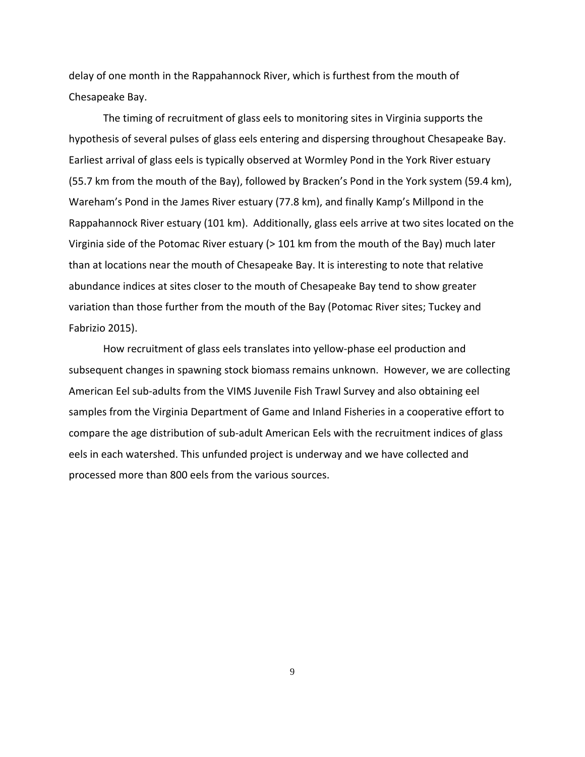delay of one month in the Rappahannock River, which is furthest from the mouth of Chesapeake Bay.

The timing of recruitment of glass eels to monitoring sites in Virginia supports the hypothesis of several pulses of glass eels entering and dispersing throughout Chesapeake Bay. Earliest arrival of glass eels is typically observed at Wormley Pond in the York River estuary (55.7 km from the mouth of the Bay), followed by Bracken's Pond in the York system (59.4 km), Wareham's Pond in the James River estuary (77.8 km), and finally Kamp's Millpond in the Rappahannock River estuary (101 km). Additionally, glass eels arrive at two sites located on the Virginia side of the Potomac River estuary (> 101 km from the mouth of the Bay) much later than at locations near the mouth of Chesapeake Bay. It is interesting to note that relative abundance indices at sites closer to the mouth of Chesapeake Bay tend to show greater variation than those further from the mouth of the Bay (Potomac River sites; Tuckey and Fabrizio 2015).

How recruitment of glass eels translates into yellow-phase eel production and subsequent changes in spawning stock biomass remains unknown. However, we are collecting American Eel sub-adults from the VIMS Juvenile Fish Trawl Survey and also obtaining eel samples from the Virginia Department of Game and Inland Fisheries in a cooperative effort to compare the age distribution of sub-adult American Eels with the recruitment indices of glass eels in each watershed. This unfunded project is underway and we have collected and processed more than 800 eels from the various sources.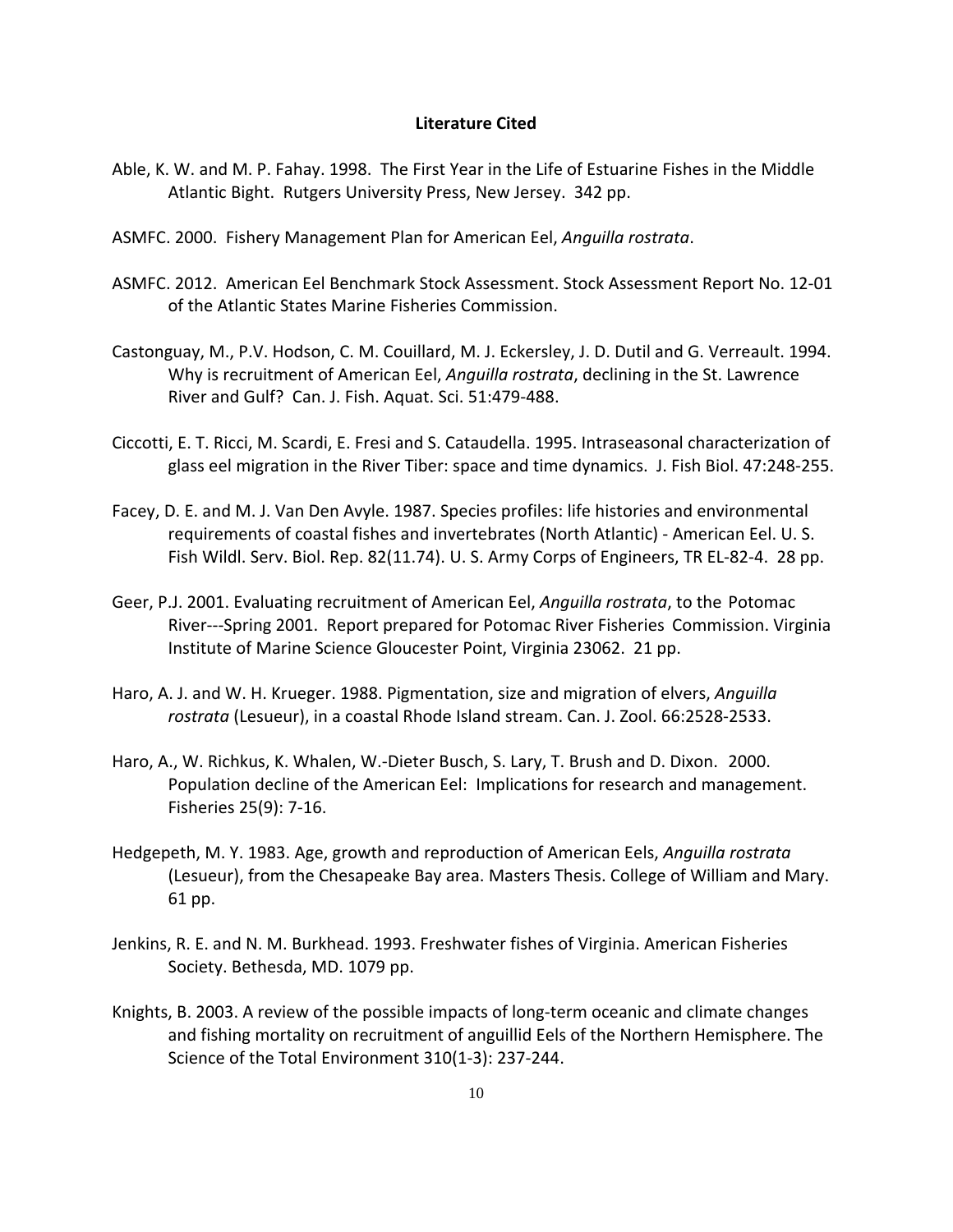## Literature Cited

Able, K. W. and M. P. Fahay. 1998. The First Year in the Life of Estuarine Fishes in the Middle Atlantic Bight. Rutgers University Press, New Jersey. 342 pp.

ASMFC. 2000. Fishery Management Plan for American Eel, *Anguilla rostrata*.

ASMFC. 2012. American Eel Benchmark Stock Assessment. Stock Assessment Report No. 12-01 of the Atlantic States Marine Fisheries Commission.

Castonguay, M., P.V. Hodson, C. M. Couillard, M. J. Eckersley, J. D. Dutil and G. Verreault. 1994. Why is recruitment of American Eel, *Anguilla rostrata*, declining in the St. Lawrence River and Gulf? Can. J. Fish. Aquat. Sci. 51:479-488.

Ciccotti, E. T. Ricci, M. Scardi, E. Fresi and S. Cataudella. 1995. Intraseasonal characterization of glass eel migration in the River Tiber: space and time dynamics. J. Fish Biol. 47:248-255.

Facey, D. E. and M. J. Van Den Avyle. 1987. Species profiles: life histories and environmental requirements of coastal fishes and invertebrates (North Atlantic) - American Eel. U. S. Fish Wildl. Serv. Biol. Rep. 82(11.74). U. S. Army Corps of Engineers, TR EL-82-4. 28 pp.

Geer, P.J. 2001. Evaluating recruitment of American Eel, *Anguilla rostrata*, to the Potomac River---Spring 2001. Report prepared for Potomac River Fisheries Commission. Virginia Institute of Marine Science Gloucester Point, Virginia 23062. 21 pp.

Haro, A. J. and W. H. Krueger. 1988. Pigmentation, size and migration of elvers, *Anguilla rostrata* (Lesueur), in a coastal Rhode Island stream. Can. J. Zool. 66:2528-2533.

Haro, A., W. Richkus, K. Whalen, W.-Dieter Busch, S. Lary, T. Brush and D. Dixon. 2000. Population decline of the American Eel: Implications for research and management. Fisheries 25(9): 7-16.

Hedgepeth, M. Y. 1983. Age, growth and reproduction of American Eels, *Anguilla rostrata* (Lesueur), from the Chesapeake Bay area. Masters Thesis. College of William and Mary. 61 pp.

Jenkins, R. E. and N. M. Burkhead. 1993. Freshwater fishes of Virginia. American Fisheries Society. Bethesda, MD. 1079 pp.

Knights, B. 2003. A review of the possible impacts of long-term oceanic and climate changes and fishing mortality on recruitment of anguillid Eels of the Northern Hemisphere. The Science of the Total Environment 310(1-3): 237-244.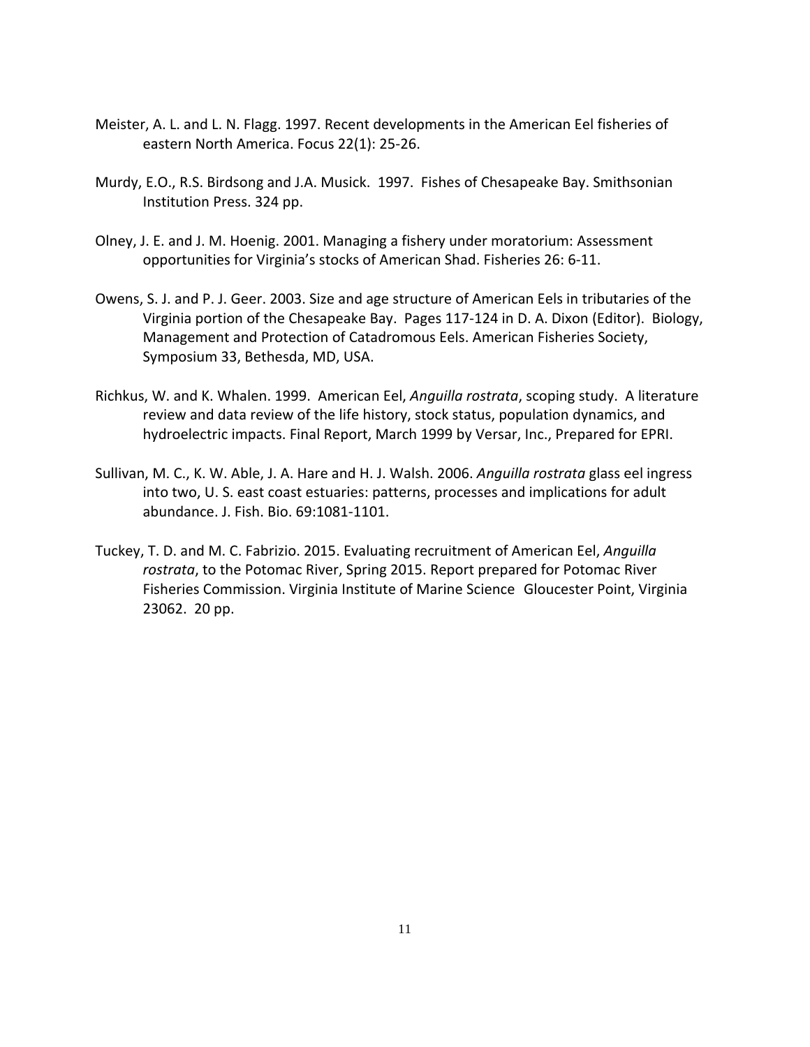Meister, A. L. and L. N. Flagg. 1997. Recent developments in the American Eel fisheries of eastern North America. Focus 22(1): 25-26.

Murdy, E.O., R.S. Birdsong and J.A. Musick. 1997. Fishes of Chesapeake Bay. Smithsonian Institution Press. 324 pp.

Olney, J. E. and J. M. Hoenig. 2001. Managing a fishery under moratorium: Assessment opportunities for Virginia's stocks of American Shad. Fisheries 26: 6-11.

Owens, S. J. and P. J. Geer. 2003. Size and age structure of American Eels in tributaries of the Virginia portion of the Chesapeake Bay. Pages 117-124 in D. A. Dixon (Editor). Biology, Management and Protection of Catadromous Eels. American Fisheries Society, Symposium 33, Bethesda, MD, USA.

Richkus, W. and K. Whalen. 1999. American Eel, *Anguilla rostrata*, scoping study. A literature review and data review of the life history, stock status, population dynamics, and hydroelectric impacts. Final Report, March 1999 by Versar, Inc., Prepared for EPRI.

Sullivan, M. C., K. W. Able, J. A. Hare and H. J. Walsh. 2006. *Anguilla rostrata* glass eel ingress into two, U. S. east coast estuaries: patterns, processes and implications for adult abundance. J. Fish. Bio. 69:1081-1101.

Tuckey, T. D. and M. C. Fabrizio. 2015. Evaluating recruitment of American Eel, *Anguilla rostrata*, to the Potomac River, Spring 2015. Report prepared for Potomac River Fisheries Commission. Virginia Institute of Marine Science Gloucester Point, Virginia 23062. 20 pp.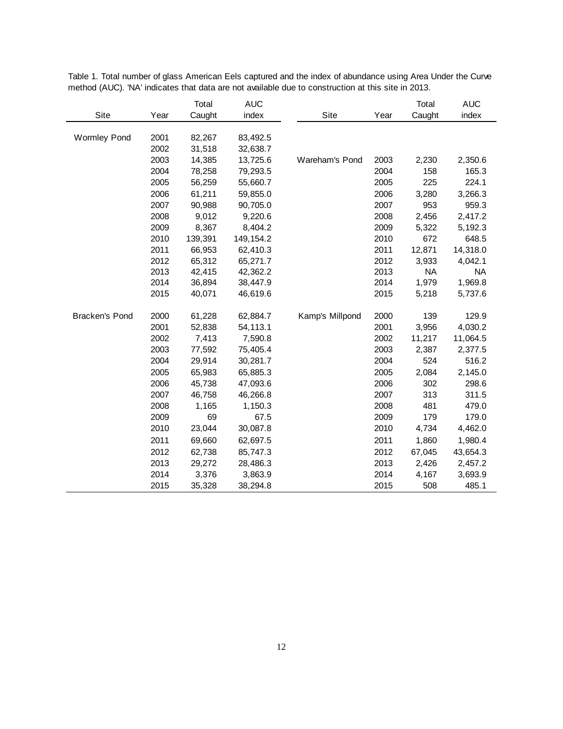Table 1. Total number of glass American Eels captured and the index of abundance using Area Under the Curve method (AUC). 'NA' indicates that data are not available due to construction at this site in 2013.

| Site | Year | Total Caught | AUC index | Site | Year | Total Caught | AUC index |
|---|---|---|---|---|---|---|---|
| Wormley Pond | 2001 | 82,267 | 83,492.5 | | | | |
| | 2002 | 31,518 | 32,638.7 | | | | |
| | 2003 | 14,385 | 13,725.6 | Wareham's Pond | 2003 | 2,230 | 2,350.6 |
| | 2004 | 78,258 | 79,293.5 | | 2004 | 158 | 165.3 |
| | 2005 | 56,259 | 55,660.7 | | 2005 | 225 | 224.1 |
| | 2006 | 61,211 | 59,855.0 | | 2006 | 3,280 | 3,266.3 |
| | 2007 | 90,988 | 90,705.0 | | 2007 | 953 | 959.3 |
| | 2008 | 9,012 | 9,220.6 | | 2008 | 2,456 | 2,417.2 |
| | 2009 | 8,367 | 8,404.2 | | 2009 | 5,322 | 5,192.3 |
| | 2010 | 139,391 | 149,154.2 | | 2010 | 672 | 648.5 |
| | 2011 | 66,953 | 62,410.3 | | 2011 | 12,871 | 14,318.0 |
| | 2012 | 65,312 | 65,271.7 | | 2012 | 3,933 | 4,042.1 |
| | 2013 | 42,415 | 42,362.2 | | 2013 | NA | NA |
| | 2014 | 36,894 | 38,447.9 | | 2014 | 1,979 | 1,969.8 |
| | 2015 | 40,071 | 46,619.6 | | 2015 | 5,218 | 5,737.6 |
| Bracken's Pond | 2000 | 61,228 | 62,884.7 | Kamp's Millpond | 2000 | 139 | 129.9 |
| | 2001 | 52,838 | 54,113.1 | | 2001 | 3,956 | 4,030.2 |
| | 2002 | 7,413 | 7,590.8 | | 2002 | 11,217 | 11,064.5 |
| | 2003 | 77,592 | 75,405.4 | | 2003 | 2,387 | 2,377.5 |
| | 2004 | 29,914 | 30,281.7 | | 2004 | 524 | 516.2 |
| | 2005 | 65,983 | 65,885.3 | | 2005 | 2,084 | 2,145.0 |
| | 2006 | 45,738 | 47,093.6 | | 2006 | 302 | 298.6 |
| | 2007 | 46,758 | 46,266.8 | | 2007 | 313 | 311.5 |
| | 2008 | 1,165 | 1,150.3 | | 2008 | 481 | 479.0 |
| | 2009 | 69 | 67.5 | | 2009 | 179 | 179.0 |
| | 2010 | 23,044 | 30,087.8 | | 2010 | 4,734 | 4,462.0 |
| | 2011 | 69,660 | 62,697.5 | | 2011 | 1,860 | 1,980.4 |
| | 2012 | 62,738 | 85,747.3 | | 2012 | 67,045 | 43,654.3 |
| | 2013 | 29,272 | 28,486.3 | | 2013 | 2,426 | 2,457.2 |
| | 2014 | 3,376 | 3,863.9 | | 2014 | 4,167 | 3,693.9 |
| | 2015 | 35,328 | 38,294.8 | | 2015 | 508 | 485.1 |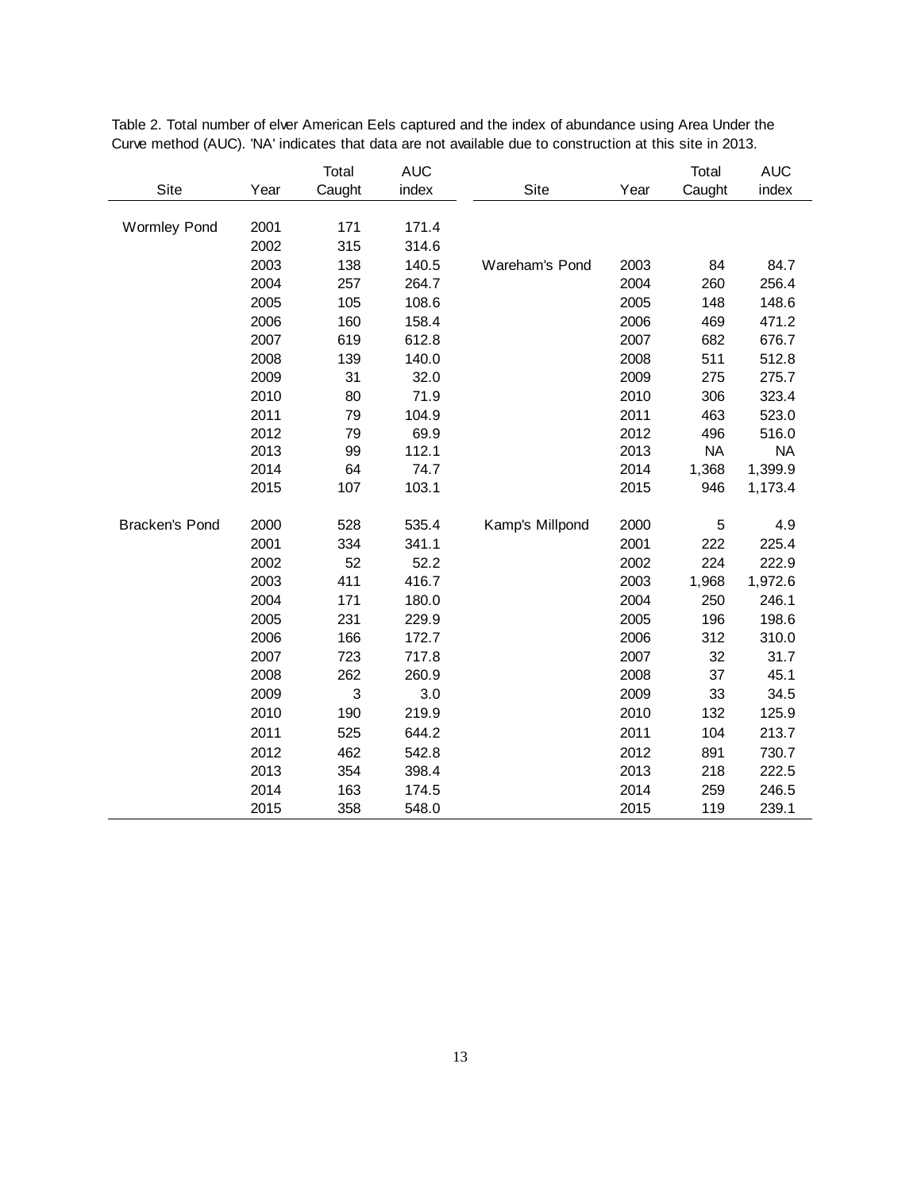Table 2. Total number of elver American Eels captured and the index of abundance using Area Under the Curve method (AUC). 'NA' indicates that data are not available due to construction at this site in 2013.

| Site | Year | Total Caught | AUC index | Site | Year | Total Caught | AUC index |
|---|---|---|---|---|---|---|---|
| Wormley Pond | 2001 | 171 | 171.4 | | | | |
| | 2002 | 315 | 314.6 | | | | |
| | 2003 | 138 | 140.5 | Wareham's Pond | 2003 | 84 | 84.7 |
| | 2004 | 257 | 264.7 | | 2004 | 260 | 256.4 |
| | 2005 | 105 | 108.6 | | 2005 | 148 | 148.6 |
| | 2006 | 160 | 158.4 | | 2006 | 469 | 471.2 |
| | 2007 | 619 | 612.8 | | 2007 | 682 | 676.7 |
| | 2008 | 139 | 140.0 | | 2008 | 511 | 512.8 |
| | 2009 | 31 | 32.0 | | 2009 | 275 | 275.7 |
| | 2010 | 80 | 71.9 | | 2010 | 306 | 323.4 |
| | 2011 | 79 | 104.9 | | 2011 | 463 | 523.0 |
| | 2012 | 79 | 69.9 | | 2012 | 496 | 516.0 |
| | 2013 | 99 | 112.1 | | 2013 | NA | NA |
| | 2014 | 64 | 74.7 | | 2014 | 1,368 | 1,399.9 |
| | 2015 | 107 | 103.1 | | 2015 | 946 | 1,173.4 |
| Bracken's Pond | 2000 | 528 | 535.4 | Kamp's Millpond | 2000 | 5 | 4.9 |
| | 2001 | 334 | 341.1 | | 2001 | 222 | 225.4 |
| | 2002 | 52 | 52.2 | | 2002 | 224 | 222.9 |
| | 2003 | 411 | 416.7 | | 2003 | 1,968 | 1,972.6 |
| | 2004 | 171 | 180.0 | | 2004 | 250 | 246.1 |
| | 2005 | 231 | 229.9 | | 2005 | 196 | 198.6 |
| | 2006 | 166 | 172.7 | | 2006 | 312 | 310.0 |
| | 2007 | 723 | 717.8 | | 2007 | 32 | 31.7 |
| | 2008 | 262 | 260.9 | | 2008 | 37 | 45.1 |
| | 2009 | 3 | 3.0 | | 2009 | 33 | 34.5 |
| | 2010 | 190 | 219.9 | | 2010 | 132 | 125.9 |
| | 2011 | 525 | 644.2 | | 2011 | 104 | 213.7 |
| | 2012 | 462 | 542.8 | | 2012 | 891 | 730.7 |
| | 2013 | 354 | 398.4 | | 2013 | 218 | 222.5 |
| | 2014 | 163 | 174.5 | | 2014 | 259 | 246.5 |
| | 2015 | 358 | 548.0 | | 2015 | 119 | 239.1 |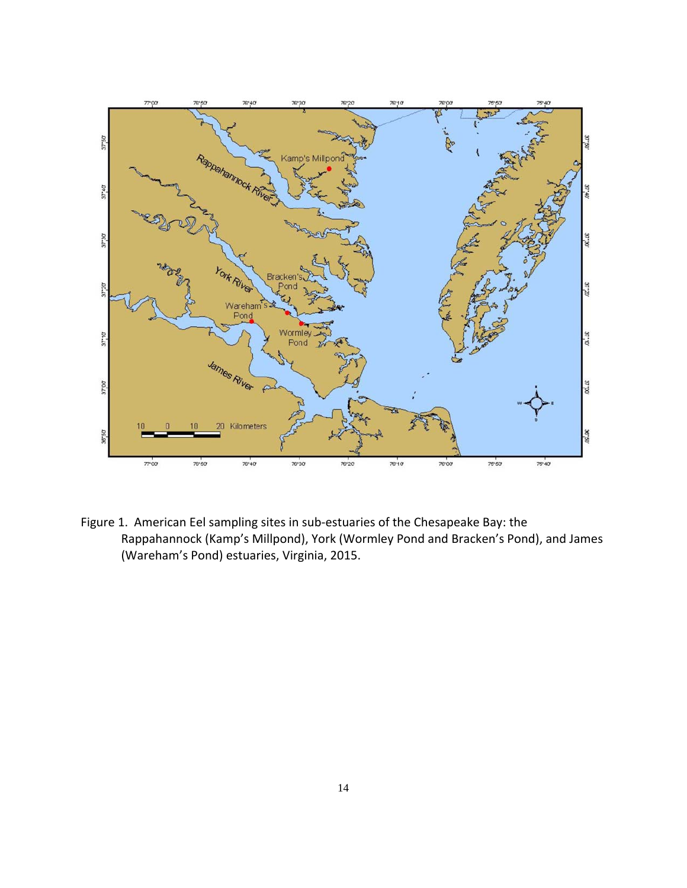Figure 1. American Eel sampling sites in sub-estuaries of the Chesapeake Bay: the Rappahannock (Kamp's Millpond), York (Wormley Pond and Bracken's Pond), and James (Wareham's Pond) estuaries, Virginia, 2015.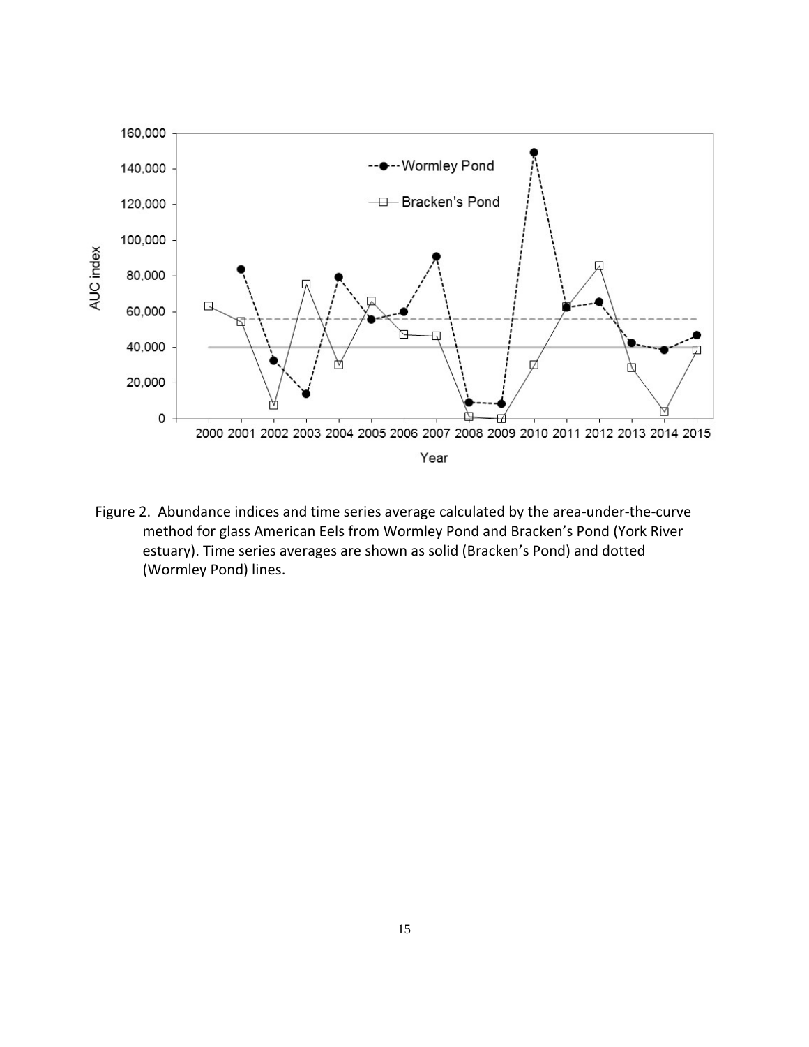Figure 2. Abundance indices and time series average calculated by the area-under-the-curve method for glass American Eels from Wormley Pond and Bracken's Pond (York River estuary). Time series averages are shown as solid (Bracken's Pond) and dotted (Wormley Pond) lines.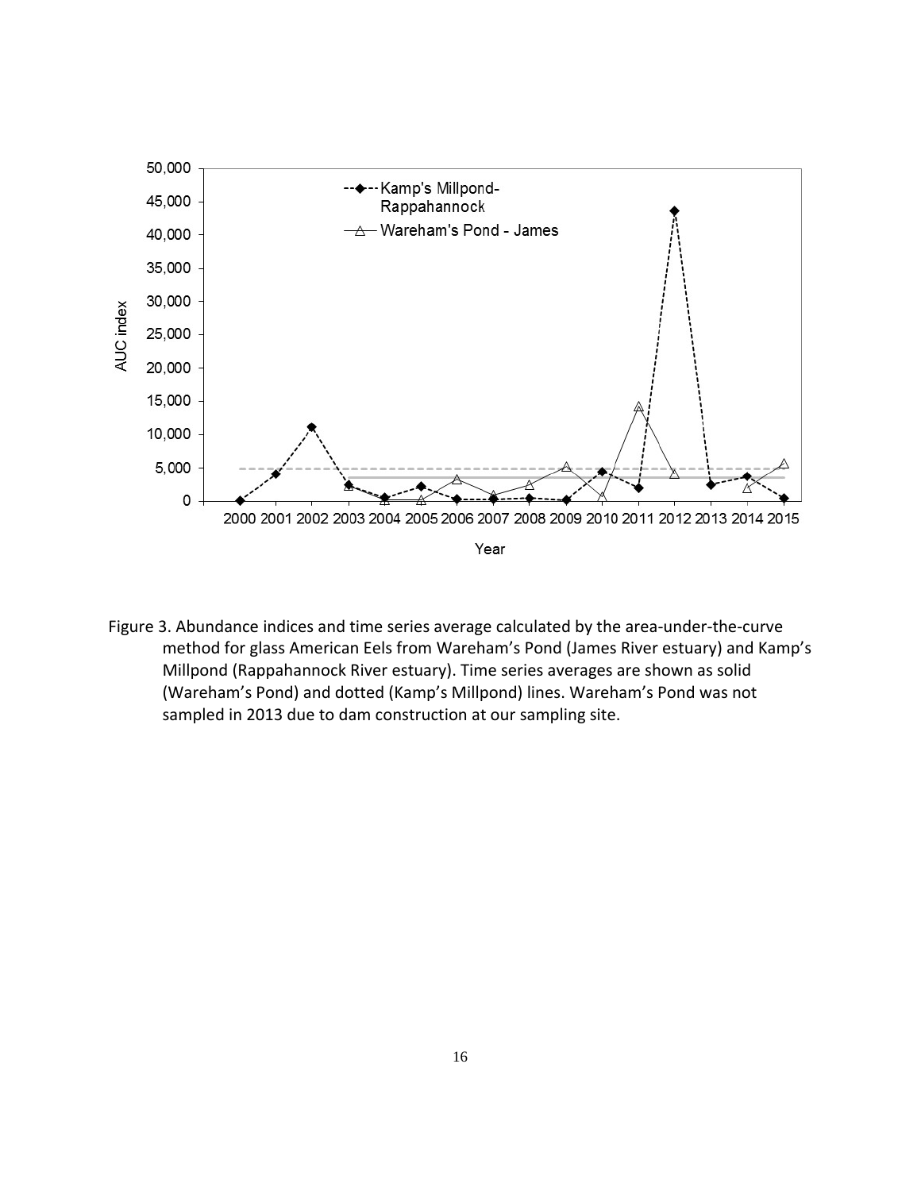Figure 3. Abundance indices and time series average calculated by the area-under-the-curve method for glass American Eels from Wareham's Pond (James River estuary) and Kamp's Millpond (Rappahannock River estuary). Time series averages are shown as solid (Wareham's Pond) and dotted (Kamp's Millpond) lines. Wareham's Pond was not sampled in 2013 due to dam construction at our sampling site.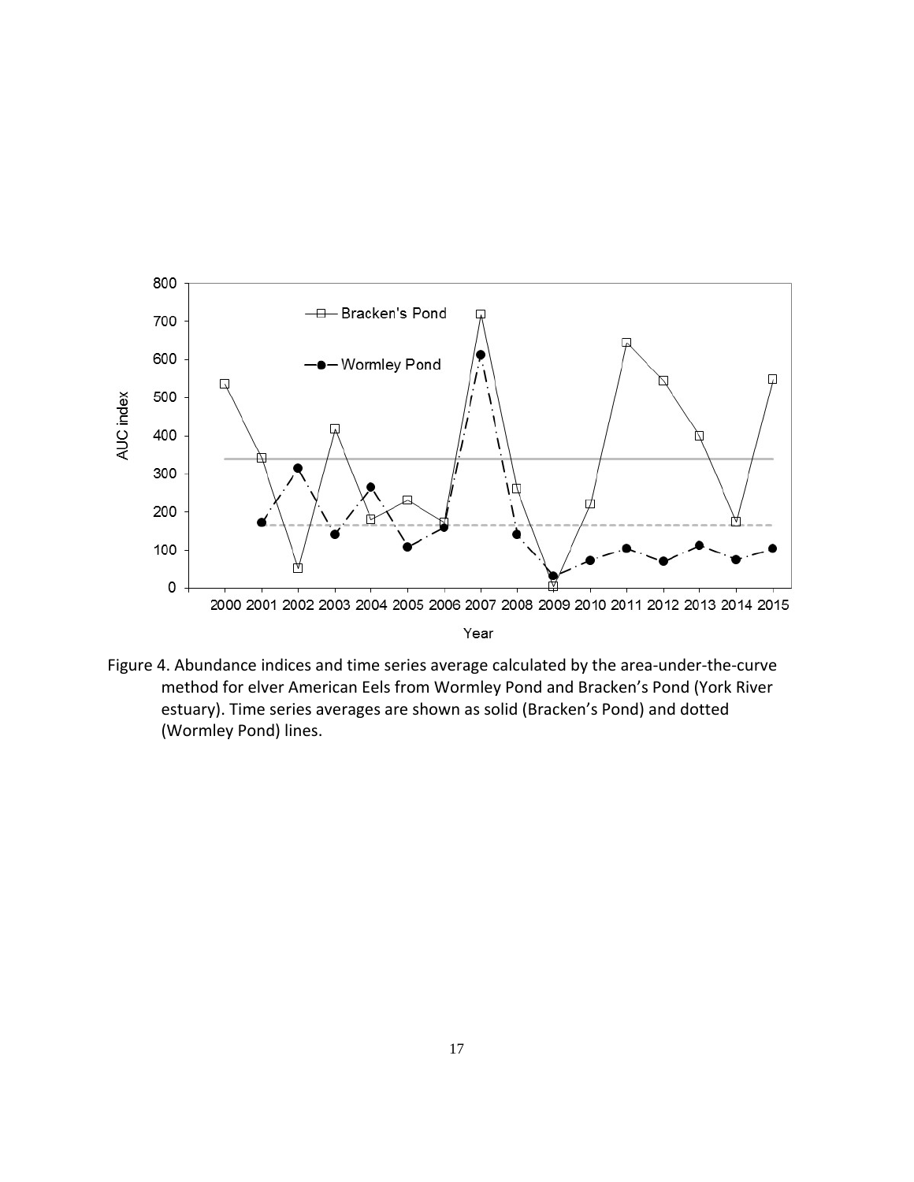Figure 4. Abundance indices and time series average calculated by the area-under-the-curve method for elver American Eels from Wormley Pond and Bracken's Pond (York River estuary). Time series averages are shown as solid (Bracken's Pond) and dotted (Wormley Pond) lines.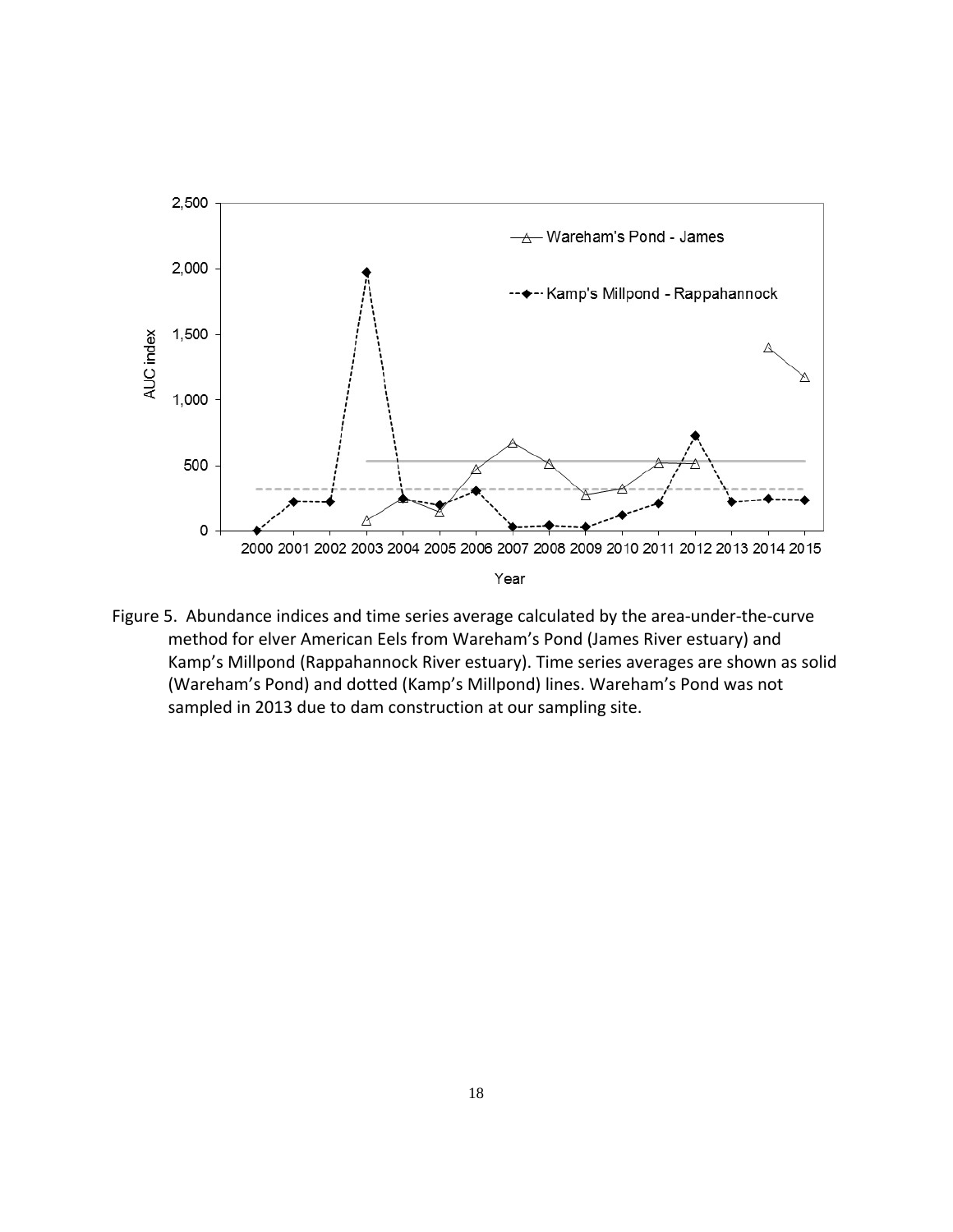Figure 5. Abundance indices and time series average calculated by the area-under-the-curve method for elver American Eels from Wareham's Pond (James River estuary) and Kamp's Millpond (Rappahannock River estuary). Time series averages are shown as solid (Wareham's Pond) and dotted (Kamp's Millpond) lines. Wareham's Pond was not sampled in 2013 due to dam construction at our sampling site.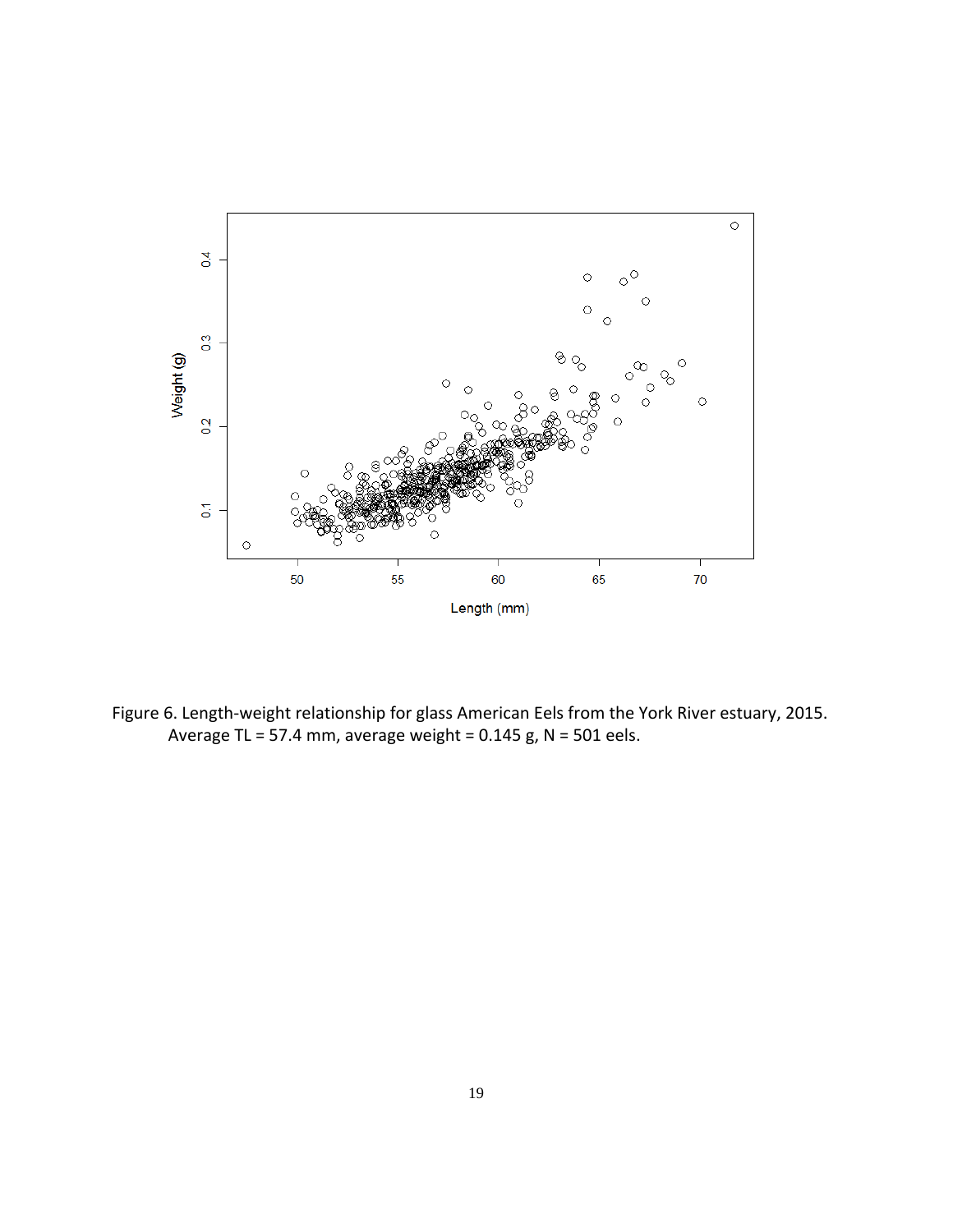Figure 6. Length-weight relationship for glass American Eels from the York River estuary, 2015. Average TL = 57.4 mm, average weight = 0.145 g, N = 501 eels.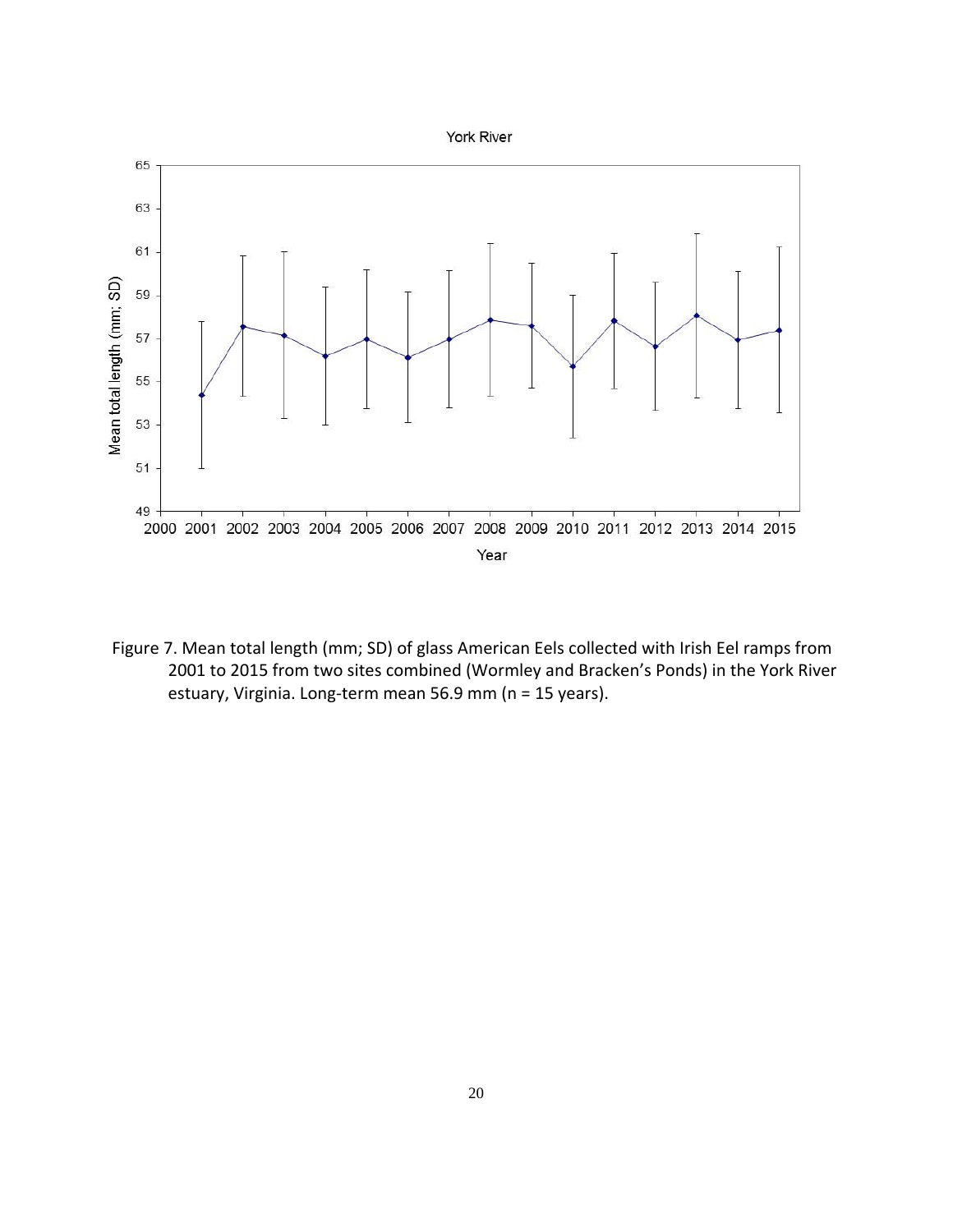Figure 7. Mean total length (mm; SD) of glass American Eels collected with Irish Eel ramps from 2001 to 2015 from two sites combined (Wormley and Bracken's Ponds) in the York River estuary, Virginia. Long-term mean 56.9 mm (n = 15 years).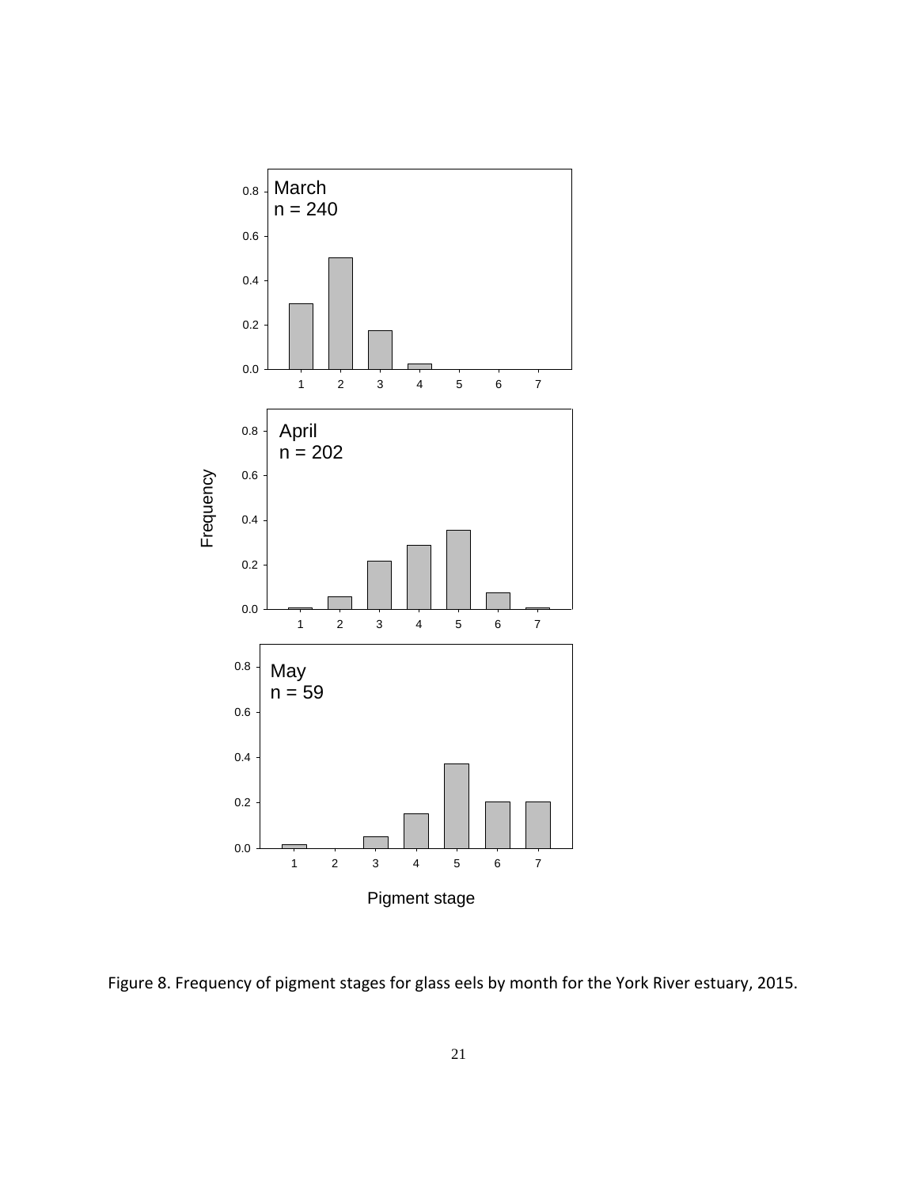Figure 8. Frequency of pigment stages for glass eels by month for the York River estuary, 2015.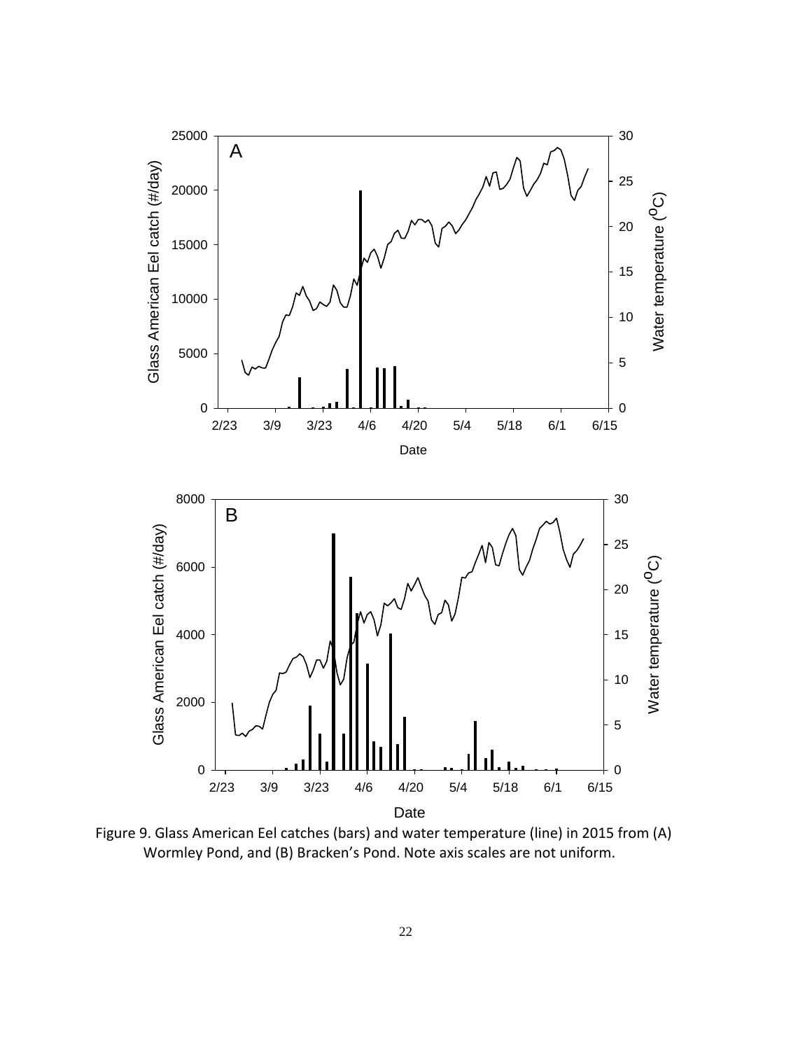Figure 9. Glass American Eel catches (bars) and water temperature (line) in 2015 from (A) Wormley Pond, and (B) Bracken's Pond. Note axis scales are not uniform.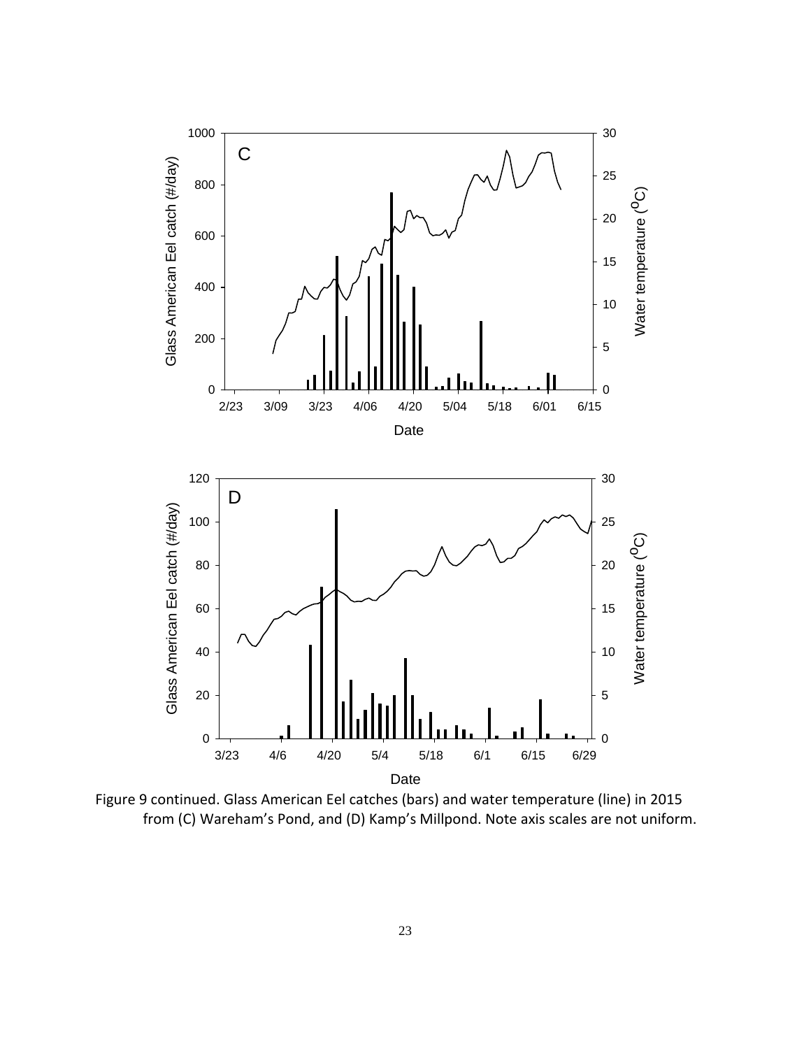Figure 9 continued. Glass American Eel catches (bars) and water temperature (line) in 2015 from (C) Wareham's Pond, and (D) Kamp's Millpond. Note axis scales are not uniform.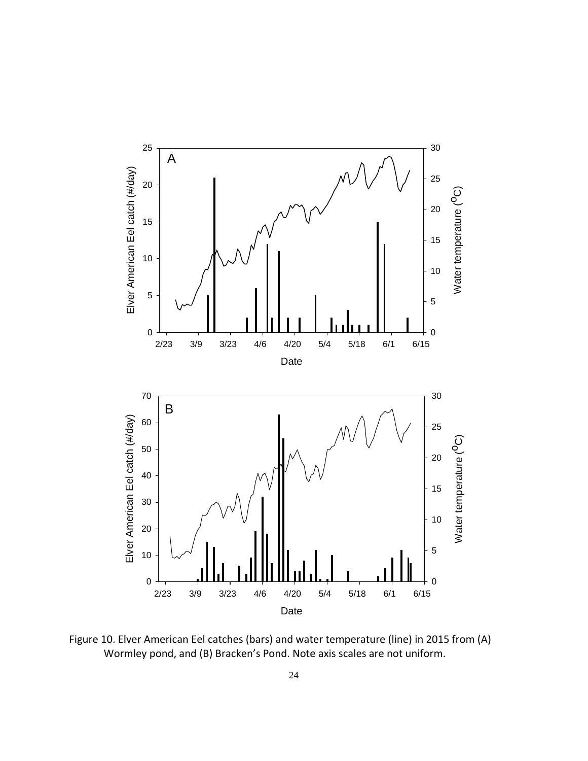Figure 10. Elver American Eel catches (bars) and water temperature (line) in 2015 from (A) Wormley pond, and (B) Bracken's Pond. Note axis scales are not uniform.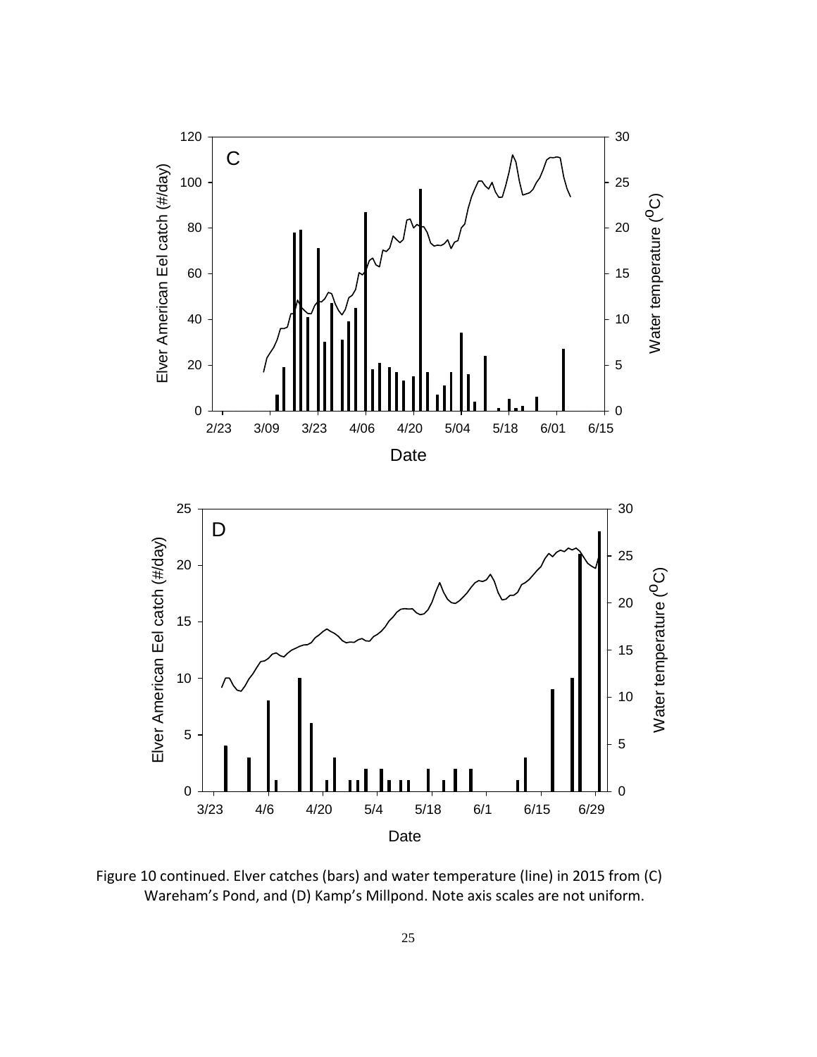Figure 10 continued. Elver catches (bars) and water temperature (line) in 2015 from (C) Wareham's Pond, and (D) Kamp's Millpond. Note axis scales are not uniform.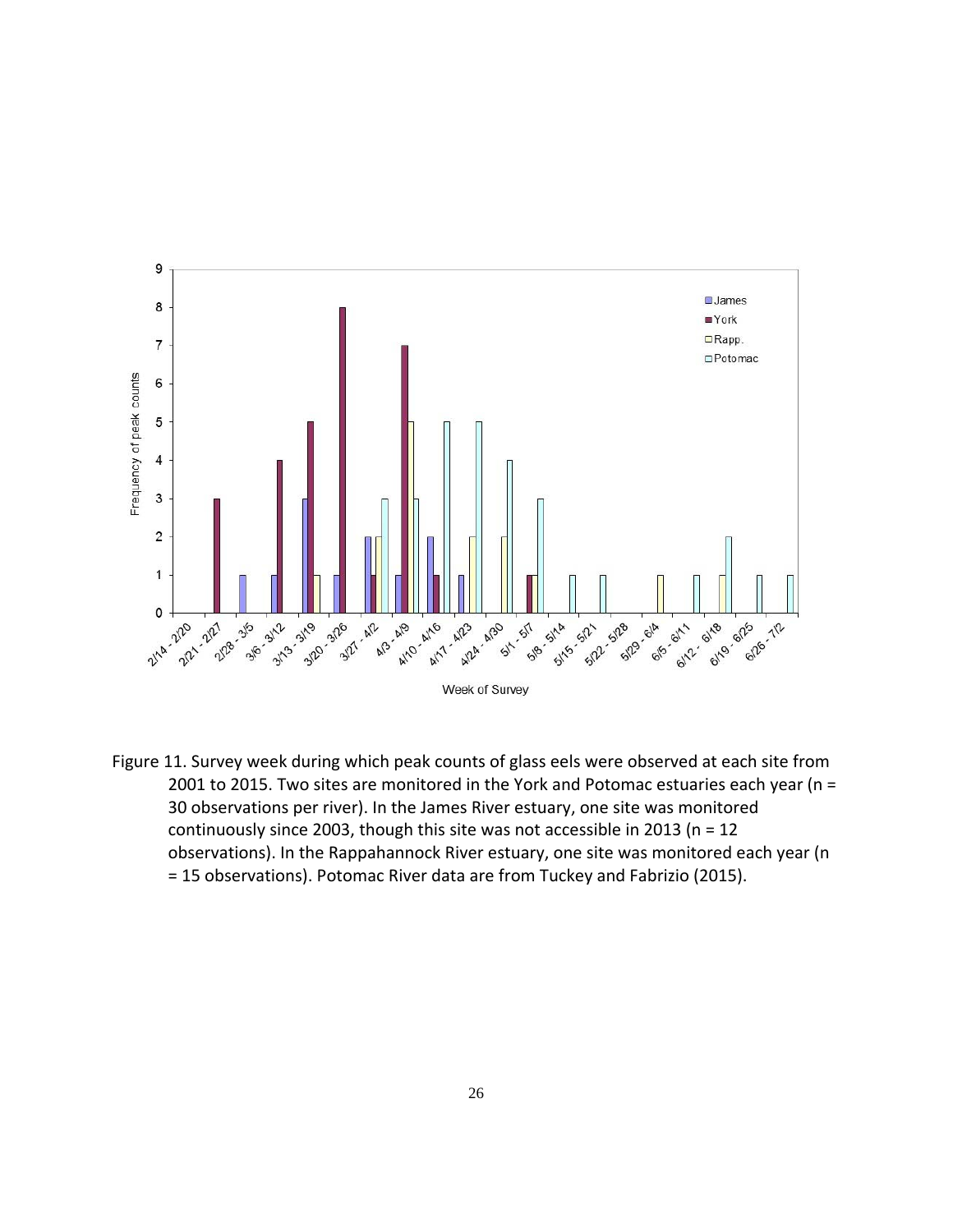9
8
7
6
5
4
3
2
1
0

Frequency of peak counts

James
York
Rapp.
Potomac

2/14 - 2/20
2/21 - 2/27
2/28 - 3/5
3/6 - 3/12
3/13 - 3/19
3/20 - 3/26
3/27 - 4/2
4/3 - 4/9
4/10 - 4/16
4/17 - 4/23
4/24 - 4/30
5/1 - 5/7
5/8 - 5/14
5/15 - 5/21
5/22 - 5/28
5/29 - 6/4
6/5 - 6/11
6/12 - 6/18
6/19 - 6/25
6/26 - 7/2

Week of Survey

Figure 11. Survey week during which peak counts of glass eels were observed at each site from 2001 to 2015. Two sites are monitored in the York and Potomac estuaries each year (n = 30 observations per river). In the James River estuary, one site was monitored continuously since 2003, though this site was not accessible in 2013 (n = 12 observations). In the Rappahannock River estuary, one site was monitored each year (n = 15 observations). Potomac River data are from Tuckey and Fabrizio (2015).